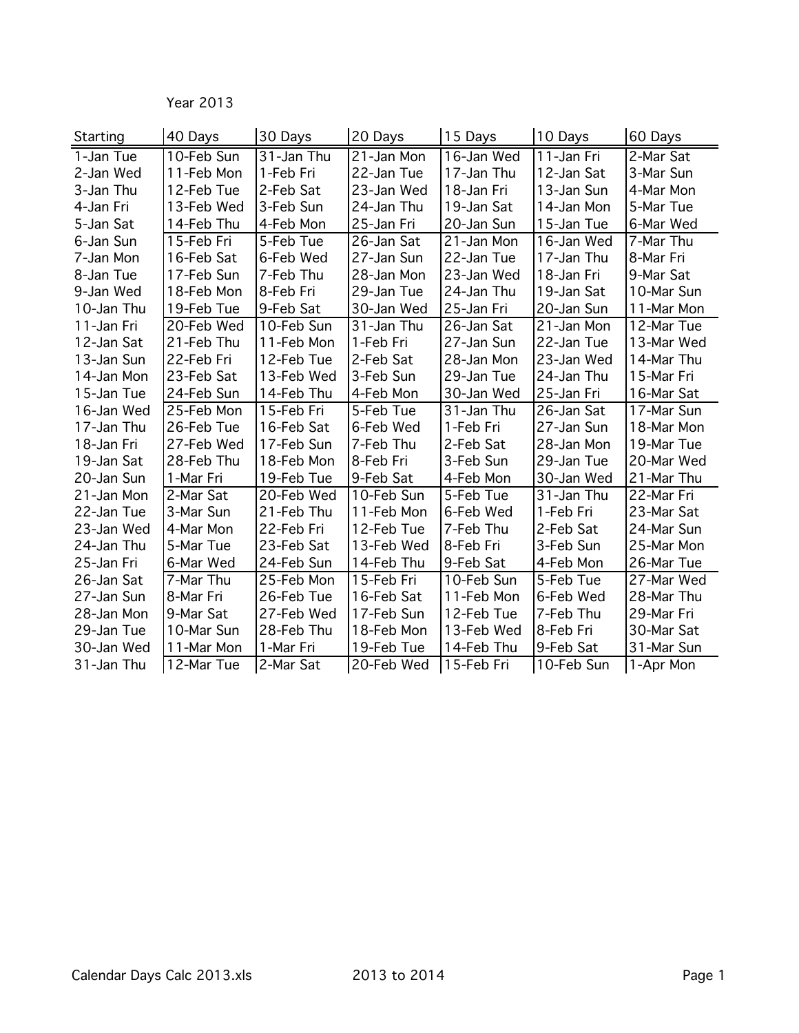Year 2013

| Starting | 40 Days | 30 Days | 20 Days | 15 Days | 10 Days | 60 Days |
|---|---|---|---|---|---|---|
| 1-Jan Tue | 10-Feb Sun | 31-Jan Thu | 21-Jan Mon | 16-Jan Wed | 11-Jan Fri | 2-Mar Sat |
| 2-Jan Wed | 11-Feb Mon | 1-Feb Fri | 22-Jan Tue | 17-Jan Thu | 12-Jan Sat | 3-Mar Sun |
| 3-Jan Thu | 12-Feb Tue | 2-Feb Sat | 23-Jan Wed | 18-Jan Fri | 13-Jan Sun | 4-Mar Mon |
| 4-Jan Fri | 13-Feb Wed | 3-Feb Sun | 24-Jan Thu | 19-Jan Sat | 14-Jan Mon | 5-Mar Tue |
| 5-Jan Sat | 14-Feb Thu | 4-Feb Mon | 25-Jan Fri | 20-Jan Sun | 15-Jan Tue | 6-Mar Wed |
| 6-Jan Sun | 15-Feb Fri | 5-Feb Tue | 26-Jan Sat | 21-Jan Mon | 16-Jan Wed | 7-Mar Thu |
| 7-Jan Mon | 16-Feb Sat | 6-Feb Wed | 27-Jan Sun | 22-Jan Tue | 17-Jan Thu | 8-Mar Fri |
| 8-Jan Tue | 17-Feb Sun | 7-Feb Thu | 28-Jan Mon | 23-Jan Wed | 18-Jan Fri | 9-Mar Sat |
| 9-Jan Wed | 18-Feb Mon | 8-Feb Fri | 29-Jan Tue | 24-Jan Thu | 19-Jan Sat | 10-Mar Sun |
| 10-Jan Thu | 19-Feb Tue | 9-Feb Sat | 30-Jan Wed | 25-Jan Fri | 20-Jan Sun | 11-Mar Mon |
| 11-Jan Fri | 20-Feb Wed | 10-Feb Sun | 31-Jan Thu | 26-Jan Sat | 21-Jan Mon | 12-Mar Tue |
| 12-Jan Sat | 21-Feb Thu | 11-Feb Mon | 1-Feb Fri | 27-Jan Sun | 22-Jan Tue | 13-Mar Wed |
| 13-Jan Sun | 22-Feb Fri | 12-Feb Tue | 2-Feb Sat | 28-Jan Mon | 23-Jan Wed | 14-Mar Thu |
| 14-Jan Mon | 23-Feb Sat | 13-Feb Wed | 3-Feb Sun | 29-Jan Tue | 24-Jan Thu | 15-Mar Fri |
| 15-Jan Tue | 24-Feb Sun | 14-Feb Thu | 4-Feb Mon | 30-Jan Wed | 25-Jan Fri | 16-Mar Sat |
| 16-Jan Wed | 25-Feb Mon | 15-Feb Fri | 5-Feb Tue | 31-Jan Thu | 26-Jan Sat | 17-Mar Sun |
| 17-Jan Thu | 26-Feb Tue | 16-Feb Sat | 6-Feb Wed | 1-Feb Fri | 27-Jan Sun | 18-Mar Mon |
| 18-Jan Fri | 27-Feb Wed | 17-Feb Sun | 7-Feb Thu | 2-Feb Sat | 28-Jan Mon | 19-Mar Tue |
| 19-Jan Sat | 28-Feb Thu | 18-Feb Mon | 8-Feb Fri | 3-Feb Sun | 29-Jan Tue | 20-Mar Wed |
| 20-Jan Sun | 1-Mar Fri | 19-Feb Tue | 9-Feb Sat | 4-Feb Mon | 30-Jan Wed | 21-Mar Thu |
| 21-Jan Mon | 2-Mar Sat | 20-Feb Wed | 10-Feb Sun | 5-Feb Tue | 31-Jan Thu | 22-Mar Fri |
| 22-Jan Tue | 3-Mar Sun | 21-Feb Thu | 11-Feb Mon | 6-Feb Wed | 1-Feb Fri | 23-Mar Sat |
| 23-Jan Wed | 4-Mar Mon | 22-Feb Fri | 12-Feb Tue | 7-Feb Thu | 2-Feb Sat | 24-Mar Sun |
| 24-Jan Thu | 5-Mar Tue | 23-Feb Sat | 13-Feb Wed | 8-Feb Fri | 3-Feb Sun | 25-Mar Mon |
| 25-Jan Fri | 6-Mar Wed | 24-Feb Sun | 14-Feb Thu | 9-Feb Sat | 4-Feb Mon | 26-Mar Tue |
| 26-Jan Sat | 7-Mar Thu | 25-Feb Mon | 15-Feb Fri | 10-Feb Sun | 5-Feb Tue | 27-Mar Wed |
| 27-Jan Sun | 8-Mar Fri | 26-Feb Tue | 16-Feb Sat | 11-Feb Mon | 6-Feb Wed | 28-Mar Thu |
| 28-Jan Mon | 9-Mar Sat | 27-Feb Wed | 17-Feb Sun | 12-Feb Tue | 7-Feb Thu | 29-Mar Fri |
| 29-Jan Tue | 10-Mar Sun | 28-Feb Thu | 18-Feb Mon | 13-Feb Wed | 8-Feb Fri | 30-Mar Sat |
| 30-Jan Wed | 11-Mar Mon | 1-Mar Fri | 19-Feb Tue | 14-Feb Thu | 9-Feb Sat | 31-Mar Sun |
| 31-Jan Thu | 12-Mar Tue | 2-Mar Sat | 20-Feb Wed | 15-Feb Fri | 10-Feb Sun | 1-Apr Mon |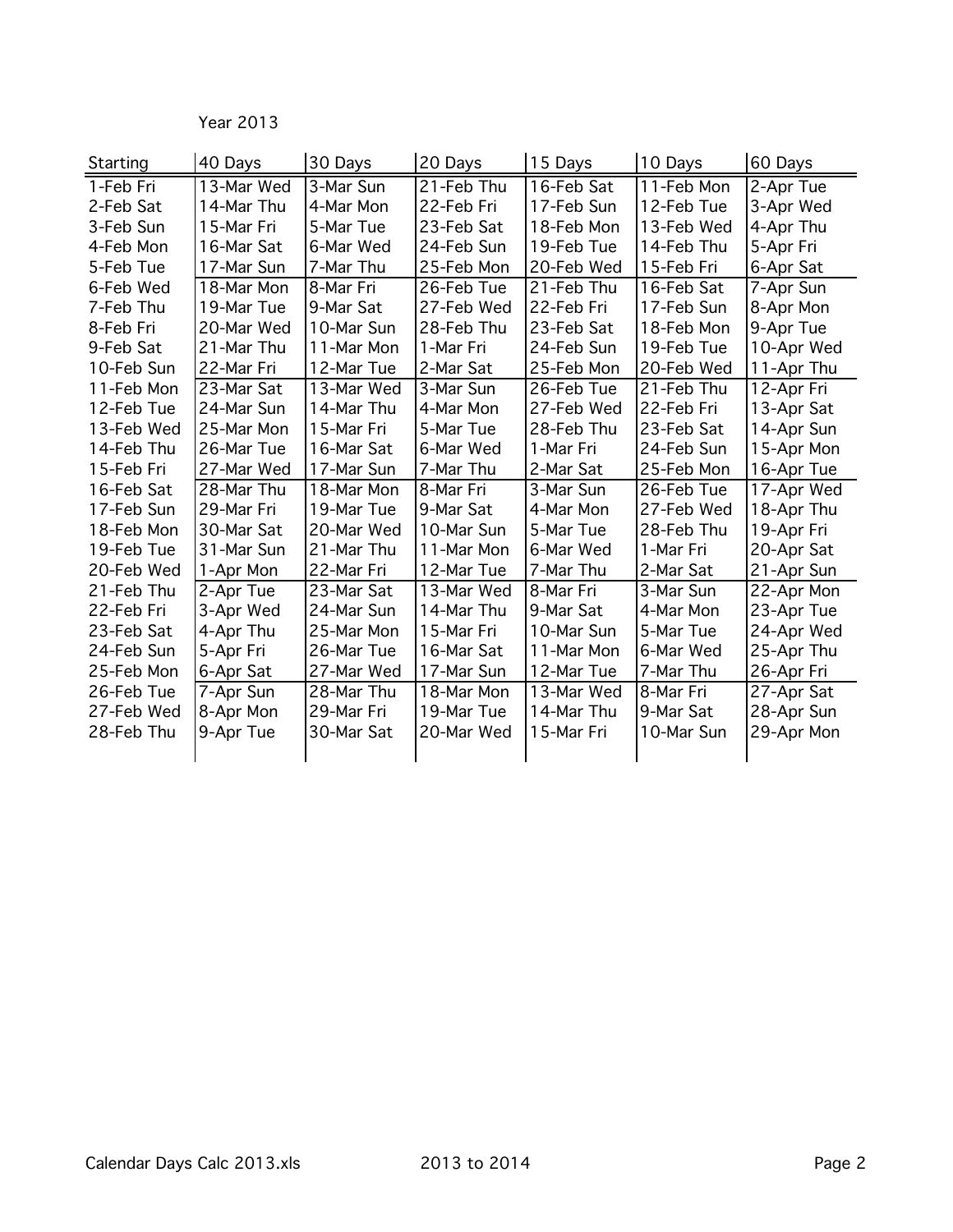Year 2013

| Starting | 40 Days | 30 Days | 20 Days | 15 Days | 10 Days | 60 Days |
|---|---|---|---|---|---|---|
| 1-Feb Fri | 13-Mar Wed | 3-Mar Sun | 21-Feb Thu | 16-Feb Sat | 11-Feb Mon | 2-Apr Tue |
| 2-Feb Sat | 14-Mar Thu | 4-Mar Mon | 22-Feb Fri | 17-Feb Sun | 12-Feb Tue | 3-Apr Wed |
| 3-Feb Sun | 15-Mar Fri | 5-Mar Tue | 23-Feb Sat | 18-Feb Mon | 13-Feb Wed | 4-Apr Thu |
| 4-Feb Mon | 16-Mar Sat | 6-Mar Wed | 24-Feb Sun | 19-Feb Tue | 14-Feb Thu | 5-Apr Fri |
| 5-Feb Tue | 17-Mar Sun | 7-Mar Thu | 25-Feb Mon | 20-Feb Wed | 15-Feb Fri | 6-Apr Sat |
| 6-Feb Wed | 18-Mar Mon | 8-Mar Fri | 26-Feb Tue | 21-Feb Thu | 16-Feb Sat | 7-Apr Sun |
| 7-Feb Thu | 19-Mar Tue | 9-Mar Sat | 27-Feb Wed | 22-Feb Fri | 17-Feb Sun | 8-Apr Mon |
| 8-Feb Fri | 20-Mar Wed | 10-Mar Sun | 28-Feb Thu | 23-Feb Sat | 18-Feb Mon | 9-Apr Tue |
| 9-Feb Sat | 21-Mar Thu | 11-Mar Mon | 1-Mar Fri | 24-Feb Sun | 19-Feb Tue | 10-Apr Wed |
| 10-Feb Sun | 22-Mar Fri | 12-Mar Tue | 2-Mar Sat | 25-Feb Mon | 20-Feb Wed | 11-Apr Thu |
| 11-Feb Mon | 23-Mar Sat | 13-Mar Wed | 3-Mar Sun | 26-Feb Tue | 21-Feb Thu | 12-Apr Fri |
| 12-Feb Tue | 24-Mar Sun | 14-Mar Thu | 4-Mar Mon | 27-Feb Wed | 22-Feb Fri | 13-Apr Sat |
| 13-Feb Wed | 25-Mar Mon | 15-Mar Fri | 5-Mar Tue | 28-Feb Thu | 23-Feb Sat | 14-Apr Sun |
| 14-Feb Thu | 26-Mar Tue | 16-Mar Sat | 6-Mar Wed | 1-Mar Fri | 24-Feb Sun | 15-Apr Mon |
| 15-Feb Fri | 27-Mar Wed | 17-Mar Sun | 7-Mar Thu | 2-Mar Sat | 25-Feb Mon | 16-Apr Tue |
| 16-Feb Sat | 28-Mar Thu | 18-Mar Mon | 8-Mar Fri | 3-Mar Sun | 26-Feb Tue | 17-Apr Wed |
| 17-Feb Sun | 29-Mar Fri | 19-Mar Tue | 9-Mar Sat | 4-Mar Mon | 27-Feb Wed | 18-Apr Thu |
| 18-Feb Mon | 30-Mar Sat | 20-Mar Wed | 10-Mar Sun | 5-Mar Tue | 28-Feb Thu | 19-Apr Fri |
| 19-Feb Tue | 31-Mar Sun | 21-Mar Thu | 11-Mar Mon | 6-Mar Wed | 1-Mar Fri | 20-Apr Sat |
| 20-Feb Wed | 1-Apr Mon | 22-Mar Fri | 12-Mar Tue | 7-Mar Thu | 2-Mar Sat | 21-Apr Sun |
| 21-Feb Thu | 2-Apr Tue | 23-Mar Sat | 13-Mar Wed | 8-Mar Fri | 3-Mar Sun | 22-Apr Mon |
| 22-Feb Fri | 3-Apr Wed | 24-Mar Sun | 14-Mar Thu | 9-Mar Sat | 4-Mar Mon | 23-Apr Tue |
| 23-Feb Sat | 4-Apr Thu | 25-Mar Mon | 15-Mar Fri | 10-Mar Sun | 5-Mar Tue | 24-Apr Wed |
| 24-Feb Sun | 5-Apr Fri | 26-Mar Tue | 16-Mar Sat | 11-Mar Mon | 6-Mar Wed | 25-Apr Thu |
| 25-Feb Mon | 6-Apr Sat | 27-Mar Wed | 17-Mar Sun | 12-Mar Tue | 7-Mar Thu | 26-Apr Fri |
| 26-Feb Tue | 7-Apr Sun | 28-Mar Thu | 18-Mar Mon | 13-Mar Wed | 8-Mar Fri | 27-Apr Sat |
| 27-Feb Wed | 8-Apr Mon | 29-Mar Fri | 19-Mar Tue | 14-Mar Thu | 9-Mar Sat | 28-Apr Sun |
| 28-Feb Thu | 9-Apr Tue | 30-Mar Sat | 20-Mar Wed | 15-Mar Fri | 10-Mar Sun | 29-Apr Mon |

Calendar Days Calc 2013.xls 2013 to 2014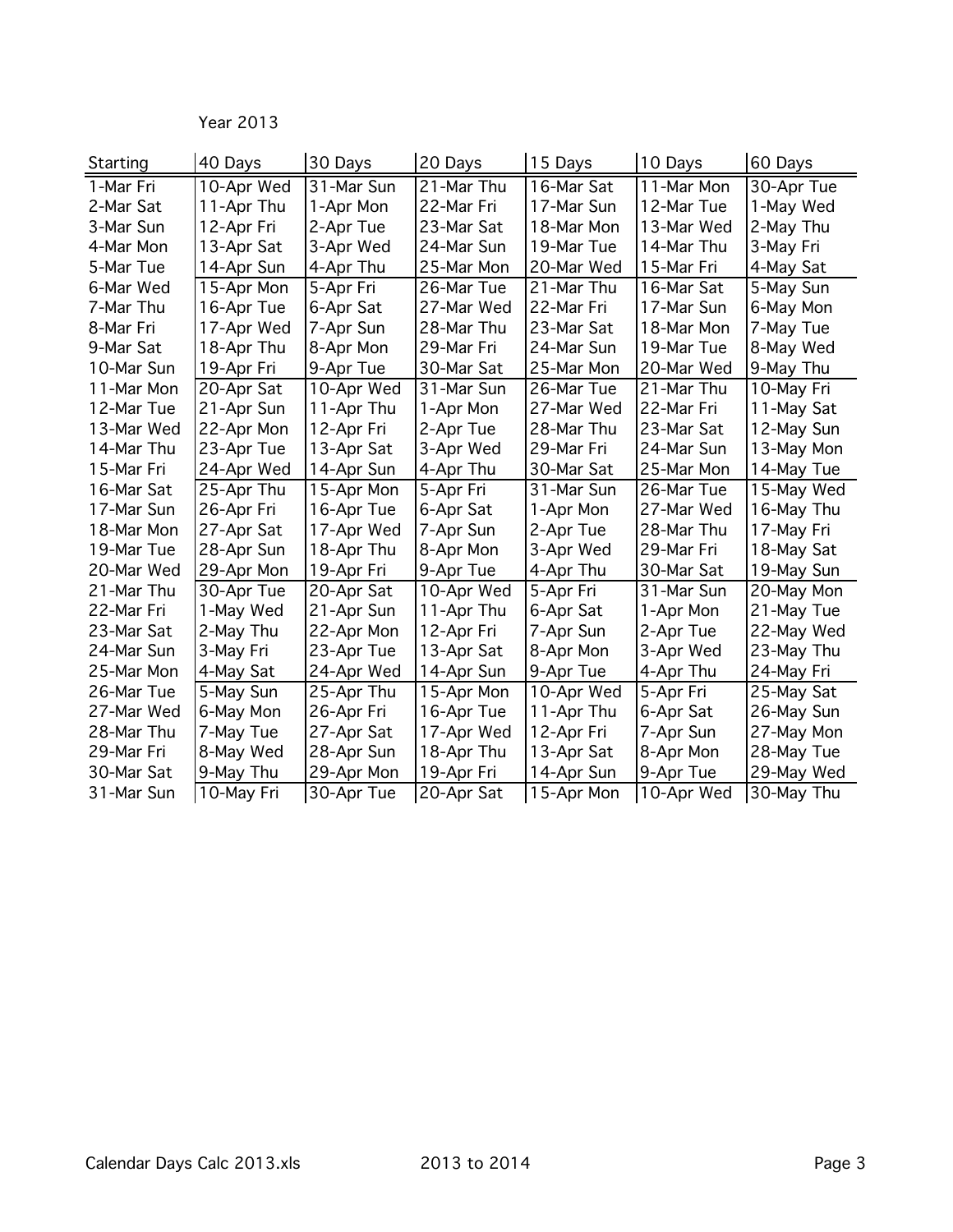Year 2013

| Starting | 40 Days | 30 Days | 20 Days | 15 Days | 10 Days | 60 Days |
|---|---|---|---|---|---|---|
| 1-Mar Fri | 10-Apr Wed | 31-Mar Sun | 21-Mar Thu | 16-Mar Sat | 11-Mar Mon | 30-Apr Tue |
| 2-Mar Sat | 11-Apr Thu | 1-Apr Mon | 22-Mar Fri | 17-Mar Sun | 12-Mar Tue | 1-May Wed |
| 3-Mar Sun | 12-Apr Fri | 2-Apr Tue | 23-Mar Sat | 18-Mar Mon | 13-Mar Wed | 2-May Thu |
| 4-Mar Mon | 13-Apr Sat | 3-Apr Wed | 24-Mar Sun | 19-Mar Tue | 14-Mar Thu | 3-May Fri |
| 5-Mar Tue | 14-Apr Sun | 4-Apr Thu | 25-Mar Mon | 20-Mar Wed | 15-Mar Fri | 4-May Sat |
| 6-Mar Wed | 15-Apr Mon | 5-Apr Fri | 26-Mar Tue | 21-Mar Thu | 16-Mar Sat | 5-May Sun |
| 7-Mar Thu | 16-Apr Tue | 6-Apr Sat | 27-Mar Wed | 22-Mar Fri | 17-Mar Sun | 6-May Mon |
| 8-Mar Fri | 17-Apr Wed | 7-Apr Sun | 28-Mar Thu | 23-Mar Sat | 18-Mar Mon | 7-May Tue |
| 9-Mar Sat | 18-Apr Thu | 8-Apr Mon | 29-Mar Fri | 24-Mar Sun | 19-Mar Tue | 8-May Wed |
| 10-Mar Sun | 19-Apr Fri | 9-Apr Tue | 30-Mar Sat | 25-Mar Mon | 20-Mar Wed | 9-May Thu |
| 11-Mar Mon | 20-Apr Sat | 10-Apr Wed | 31-Mar Sun | 26-Mar Tue | 21-Mar Thu | 10-May Fri |
| 12-Mar Tue | 21-Apr Sun | 11-Apr Thu | 1-Apr Mon | 27-Mar Wed | 22-Mar Fri | 11-May Sat |
| 13-Mar Wed | 22-Apr Mon | 12-Apr Fri | 2-Apr Tue | 28-Mar Thu | 23-Mar Sat | 12-May Sun |
| 14-Mar Thu | 23-Apr Tue | 13-Apr Sat | 3-Apr Wed | 29-Mar Fri | 24-Mar Sun | 13-May Mon |
| 15-Mar Fri | 24-Apr Wed | 14-Apr Sun | 4-Apr Thu | 30-Mar Sat | 25-Mar Mon | 14-May Tue |
| 16-Mar Sat | 25-Apr Thu | 15-Apr Mon | 5-Apr Fri | 31-Mar Sun | 26-Mar Tue | 15-May Wed |
| 17-Mar Sun | 26-Apr Fri | 16-Apr Tue | 6-Apr Sat | 1-Apr Mon | 27-Mar Wed | 16-May Thu |
| 18-Mar Mon | 27-Apr Sat | 17-Apr Wed | 7-Apr Sun | 2-Apr Tue | 28-Mar Thu | 17-May Fri |
| 19-Mar Tue | 28-Apr Sun | 18-Apr Thu | 8-Apr Mon | 3-Apr Wed | 29-Mar Fri | 18-May Sat |
| 20-Mar Wed | 29-Apr Mon | 19-Apr Fri | 9-Apr Tue | 4-Apr Thu | 30-Mar Sat | 19-May Sun |
| 21-Mar Thu | 30-Apr Tue | 20-Apr Sat | 10-Apr Wed | 5-Apr Fri | 31-Mar Sun | 20-May Mon |
| 22-Mar Fri | 1-May Wed | 21-Apr Sun | 11-Apr Thu | 6-Apr Sat | 1-Apr Mon | 21-May Tue |
| 23-Mar Sat | 2-May Thu | 22-Apr Mon | 12-Apr Fri | 7-Apr Sun | 2-Apr Tue | 22-May Wed |
| 24-Mar Sun | 3-May Fri | 23-Apr Tue | 13-Apr Sat | 8-Apr Mon | 3-Apr Wed | 23-May Thu |
| 25-Mar Mon | 4-May Sat | 24-Apr Wed | 14-Apr Sun | 9-Apr Tue | 4-Apr Thu | 24-May Fri |
| 26-Mar Tue | 5-May Sun | 25-Apr Thu | 15-Apr Mon | 10-Apr Wed | 5-Apr Fri | 25-May Sat |
| 27-Mar Wed | 6-May Mon | 26-Apr Fri | 16-Apr Tue | 11-Apr Thu | 6-Apr Sat | 26-May Sun |
| 28-Mar Thu | 7-May Tue | 27-Apr Sat | 17-Apr Wed | 12-Apr Fri | 7-Apr Sun | 27-May Mon |
| 29-Mar Fri | 8-May Wed | 28-Apr Sun | 18-Apr Thu | 13-Apr Sat | 8-Apr Mon | 28-May Tue |
| 30-Mar Sat | 9-May Thu | 29-Apr Mon | 19-Apr Fri | 14-Apr Sun | 9-Apr Tue | 29-May Wed |
| 31-Mar Sun | 10-May Fri | 30-Apr Tue | 20-Apr Sat | 15-Apr Mon | 10-Apr Wed | 30-May Thu |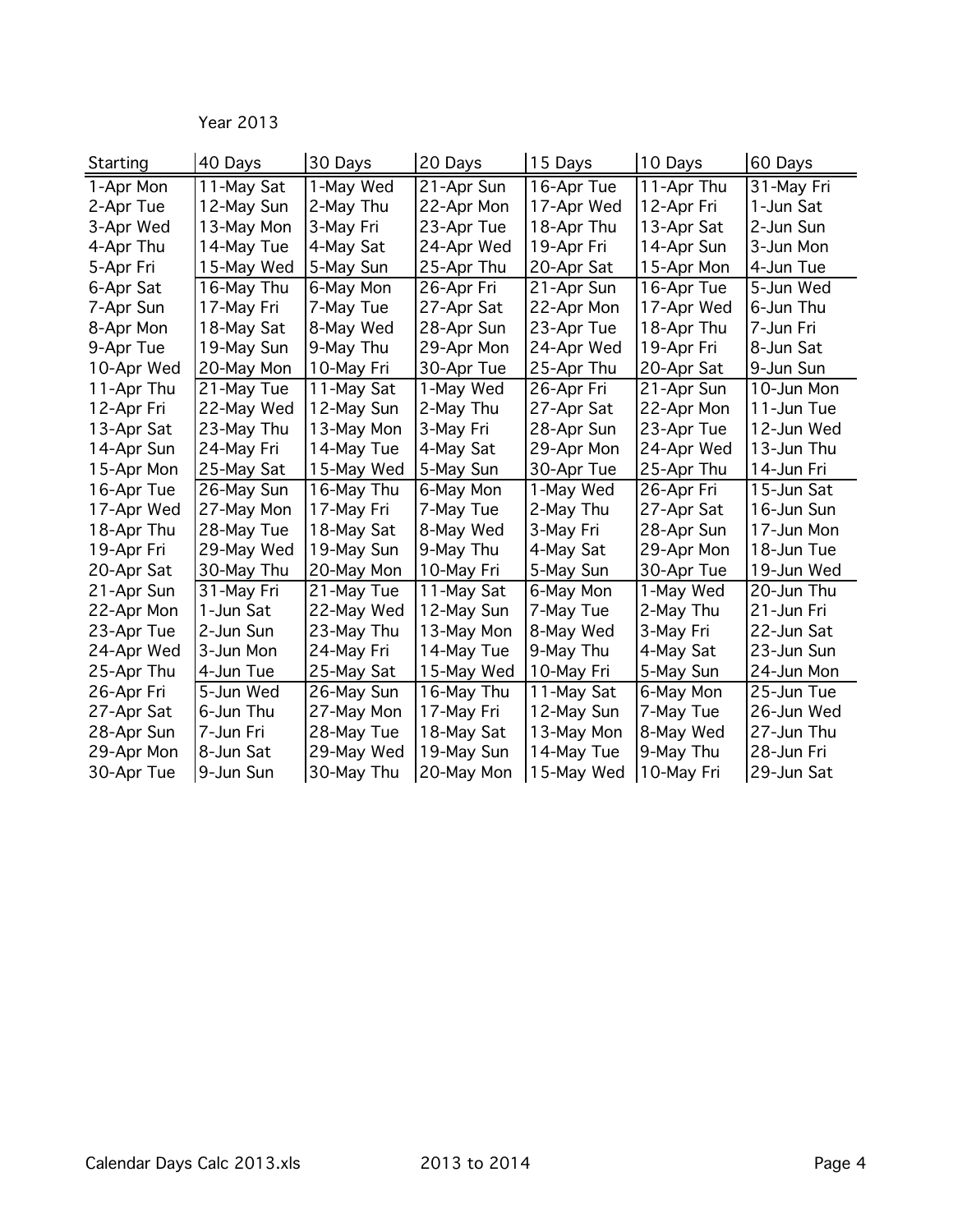Year 2013

| Starting | 40 Days | 30 Days | 20 Days | 15 Days | 10 Days | 60 Days |
|---|---|---|---|---|---|---|
| 1-Apr Mon | 11-May Sat | 1-May Wed | 21-Apr Sun | 16-Apr Tue | 11-Apr Thu | 31-May Fri |
| 2-Apr Tue | 12-May Sun | 2-May Thu | 22-Apr Mon | 17-Apr Wed | 12-Apr Fri | 1-Jun Sat |
| 3-Apr Wed | 13-May Mon | 3-May Fri | 23-Apr Tue | 18-Apr Thu | 13-Apr Sat | 2-Jun Sun |
| 4-Apr Thu | 14-May Tue | 4-May Sat | 24-Apr Wed | 19-Apr Fri | 14-Apr Sun | 3-Jun Mon |
| 5-Apr Fri | 15-May Wed | 5-May Sun | 25-Apr Thu | 20-Apr Sat | 15-Apr Mon | 4-Jun Tue |
| 6-Apr Sat | 16-May Thu | 6-May Mon | 26-Apr Fri | 21-Apr Sun | 16-Apr Tue | 5-Jun Wed |
| 7-Apr Sun | 17-May Fri | 7-May Tue | 27-Apr Sat | 22-Apr Mon | 17-Apr Wed | 6-Jun Thu |
| 8-Apr Mon | 18-May Sat | 8-May Wed | 28-Apr Sun | 23-Apr Tue | 18-Apr Thu | 7-Jun Fri |
| 9-Apr Tue | 19-May Sun | 9-May Thu | 29-Apr Mon | 24-Apr Wed | 19-Apr Fri | 8-Jun Sat |
| 10-Apr Wed | 20-May Mon | 10-May Fri | 30-Apr Tue | 25-Apr Thu | 20-Apr Sat | 9-Jun Sun |
| 11-Apr Thu | 21-May Tue | 11-May Sat | 1-May Wed | 26-Apr Fri | 21-Apr Sun | 10-Jun Mon |
| 12-Apr Fri | 22-May Wed | 12-May Sun | 2-May Thu | 27-Apr Sat | 22-Apr Mon | 11-Jun Tue |
| 13-Apr Sat | 23-May Thu | 13-May Mon | 3-May Fri | 28-Apr Sun | 23-Apr Tue | 12-Jun Wed |
| 14-Apr Sun | 24-May Fri | 14-May Tue | 4-May Sat | 29-Apr Mon | 24-Apr Wed | 13-Jun Thu |
| 15-Apr Mon | 25-May Sat | 15-May Wed | 5-May Sun | 30-Apr Tue | 25-Apr Thu | 14-Jun Fri |
| 16-Apr Tue | 26-May Sun | 16-May Thu | 6-May Mon | 1-May Wed | 26-Apr Fri | 15-Jun Sat |
| 17-Apr Wed | 27-May Mon | 17-May Fri | 7-May Tue | 2-May Thu | 27-Apr Sat | 16-Jun Sun |
| 18-Apr Thu | 28-May Tue | 18-May Sat | 8-May Wed | 3-May Fri | 28-Apr Sun | 17-Jun Mon |
| 19-Apr Fri | 29-May Wed | 19-May Sun | 9-May Thu | 4-May Sat | 29-Apr Mon | 18-Jun Tue |
| 20-Apr Sat | 30-May Thu | 20-May Mon | 10-May Fri | 5-May Sun | 30-Apr Tue | 19-Jun Wed |
| 21-Apr Sun | 31-May Fri | 21-May Tue | 11-May Sat | 6-May Mon | 1-May Wed | 20-Jun Thu |
| 22-Apr Mon | 1-Jun Sat | 22-May Wed | 12-May Sun | 7-May Tue | 2-May Thu | 21-Jun Fri |
| 23-Apr Tue | 2-Jun Sun | 23-May Thu | 13-May Mon | 8-May Wed | 3-May Fri | 22-Jun Sat |
| 24-Apr Wed | 3-Jun Mon | 24-May Fri | 14-May Tue | 9-May Thu | 4-May Sat | 23-Jun Sun |
| 25-Apr Thu | 4-Jun Tue | 25-May Sat | 15-May Wed | 10-May Fri | 5-May Sun | 24-Jun Mon |
| 26-Apr Fri | 5-Jun Wed | 26-May Sun | 16-May Thu | 11-May Sat | 6-May Mon | 25-Jun Tue |
| 27-Apr Sat | 6-Jun Thu | 27-May Mon | 17-May Fri | 12-May Sun | 7-May Tue | 26-Jun Wed |
| 28-Apr Sun | 7-Jun Fri | 28-May Tue | 18-May Sat | 13-May Mon | 8-May Wed | 27-Jun Thu |
| 29-Apr Mon | 8-Jun Sat | 29-May Wed | 19-May Sun | 14-May Tue | 9-May Thu | 28-Jun Fri |
| 30-Apr Tue | 9-Jun Sun | 30-May Thu | 20-May Mon | 15-May Wed | 10-May Fri | 29-Jun Sat |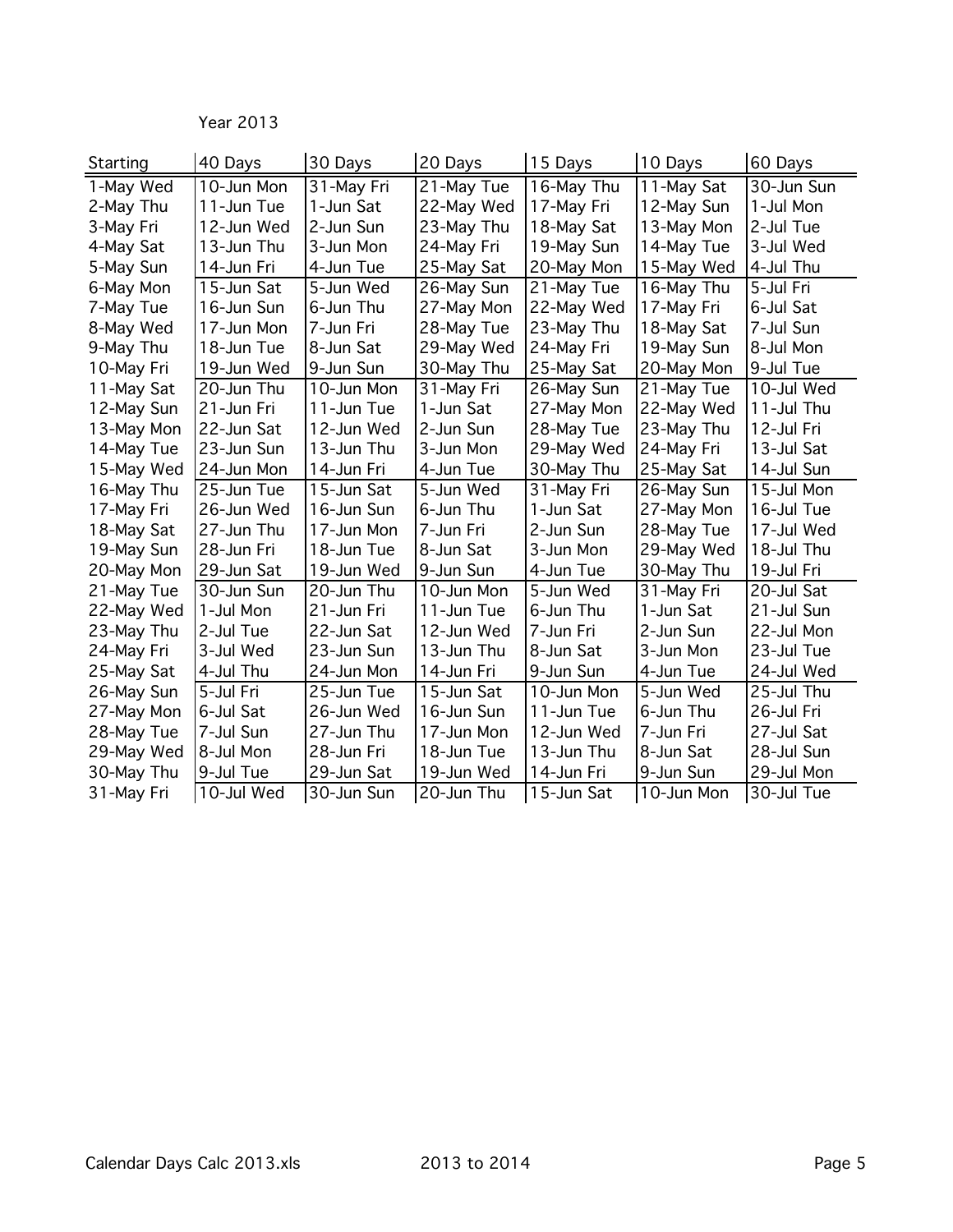Year 2013

| Starting | 40 Days | 30 Days | 20 Days | 15 Days | 10 Days | 60 Days |
|---|---|---|---|---|---|---|
| 1-May Wed | 10-Jun Mon | 31-May Fri | 21-May Tue | 16-May Thu | 11-May Sat | 30-Jun Sun |
| 2-May Thu | 11-Jun Tue | 1-Jun Sat | 22-May Wed | 17-May Fri | 12-May Sun | 1-Jul Mon |
| 3-May Fri | 12-Jun Wed | 2-Jun Sun | 23-May Thu | 18-May Sat | 13-May Mon | 2-Jul Tue |
| 4-May Sat | 13-Jun Thu | 3-Jun Mon | 24-May Fri | 19-May Sun | 14-May Tue | 3-Jul Wed |
| 5-May Sun | 14-Jun Fri | 4-Jun Tue | 25-May Sat | 20-May Mon | 15-May Wed | 4-Jul Thu |
| 6-May Mon | 15-Jun Sat | 5-Jun Wed | 26-May Sun | 21-May Tue | 16-May Thu | 5-Jul Fri |
| 7-May Tue | 16-Jun Sun | 6-Jun Thu | 27-May Mon | 22-May Wed | 17-May Fri | 6-Jul Sat |
| 8-May Wed | 17-Jun Mon | 7-Jun Fri | 28-May Tue | 23-May Thu | 18-May Sat | 7-Jul Sun |
| 9-May Thu | 18-Jun Tue | 8-Jun Sat | 29-May Wed | 24-May Fri | 19-May Sun | 8-Jul Mon |
| 10-May Fri | 19-Jun Wed | 9-Jun Sun | 30-May Thu | 25-May Sat | 20-May Mon | 9-Jul Tue |
| 11-May Sat | 20-Jun Thu | 10-Jun Mon | 31-May Fri | 26-May Sun | 21-May Tue | 10-Jul Wed |
| 12-May Sun | 21-Jun Fri | 11-Jun Tue | 1-Jun Sat | 27-May Mon | 22-May Wed | 11-Jul Thu |
| 13-May Mon | 22-Jun Sat | 12-Jun Wed | 2-Jun Sun | 28-May Tue | 23-May Thu | 12-Jul Fri |
| 14-May Tue | 23-Jun Sun | 13-Jun Thu | 3-Jun Mon | 29-May Wed | 24-May Fri | 13-Jul Sat |
| 15-May Wed | 24-Jun Mon | 14-Jun Fri | 4-Jun Tue | 30-May Thu | 25-May Sat | 14-Jul Sun |
| 16-May Thu | 25-Jun Tue | 15-Jun Sat | 5-Jun Wed | 31-May Fri | 26-May Sun | 15-Jul Mon |
| 17-May Fri | 26-Jun Wed | 16-Jun Sun | 6-Jun Thu | 1-Jun Sat | 27-May Mon | 16-Jul Tue |
| 18-May Sat | 27-Jun Thu | 17-Jun Mon | 7-Jun Fri | 2-Jun Sun | 28-May Tue | 17-Jul Wed |
| 19-May Sun | 28-Jun Fri | 18-Jun Tue | 8-Jun Sat | 3-Jun Mon | 29-May Wed | 18-Jul Thu |
| 20-May Mon | 29-Jun Sat | 19-Jun Wed | 9-Jun Sun | 4-Jun Tue | 30-May Thu | 19-Jul Fri |
| 21-May Tue | 30-Jun Sun | 20-Jun Thu | 10-Jun Mon | 5-Jun Wed | 31-May Fri | 20-Jul Sat |
| 22-May Wed | 1-Jul Mon | 21-Jun Fri | 11-Jun Tue | 6-Jun Thu | 1-Jun Sat | 21-Jul Sun |
| 23-May Thu | 2-Jul Tue | 22-Jun Sat | 12-Jun Wed | 7-Jun Fri | 2-Jun Sun | 22-Jul Mon |
| 24-May Fri | 3-Jul Wed | 23-Jun Sun | 13-Jun Thu | 8-Jun Sat | 3-Jun Mon | 23-Jul Tue |
| 25-May Sat | 4-Jul Thu | 24-Jun Mon | 14-Jun Fri | 9-Jun Sun | 4-Jun Tue | 24-Jul Wed |
| 26-May Sun | 5-Jul Fri | 25-Jun Tue | 15-Jun Sat | 10-Jun Mon | 5-Jun Wed | 25-Jul Thu |
| 27-May Mon | 6-Jul Sat | 26-Jun Wed | 16-Jun Sun | 11-Jun Tue | 6-Jun Thu | 26-Jul Fri |
| 28-May Tue | 7-Jul Sun | 27-Jun Thu | 17-Jun Mon | 12-Jun Wed | 7-Jun Fri | 27-Jul Sat |
| 29-May Wed | 8-Jul Mon | 28-Jun Fri | 18-Jun Tue | 13-Jun Thu | 8-Jun Sat | 28-Jul Sun |
| 30-May Thu | 9-Jul Tue | 29-Jun Sat | 19-Jun Wed | 14-Jun Fri | 9-Jun Sun | 29-Jul Mon |
| 31-May Fri | 10-Jul Wed | 30-Jun Sun | 20-Jun Thu | 15-Jun Sat | 10-Jun Mon | 30-Jul Tue |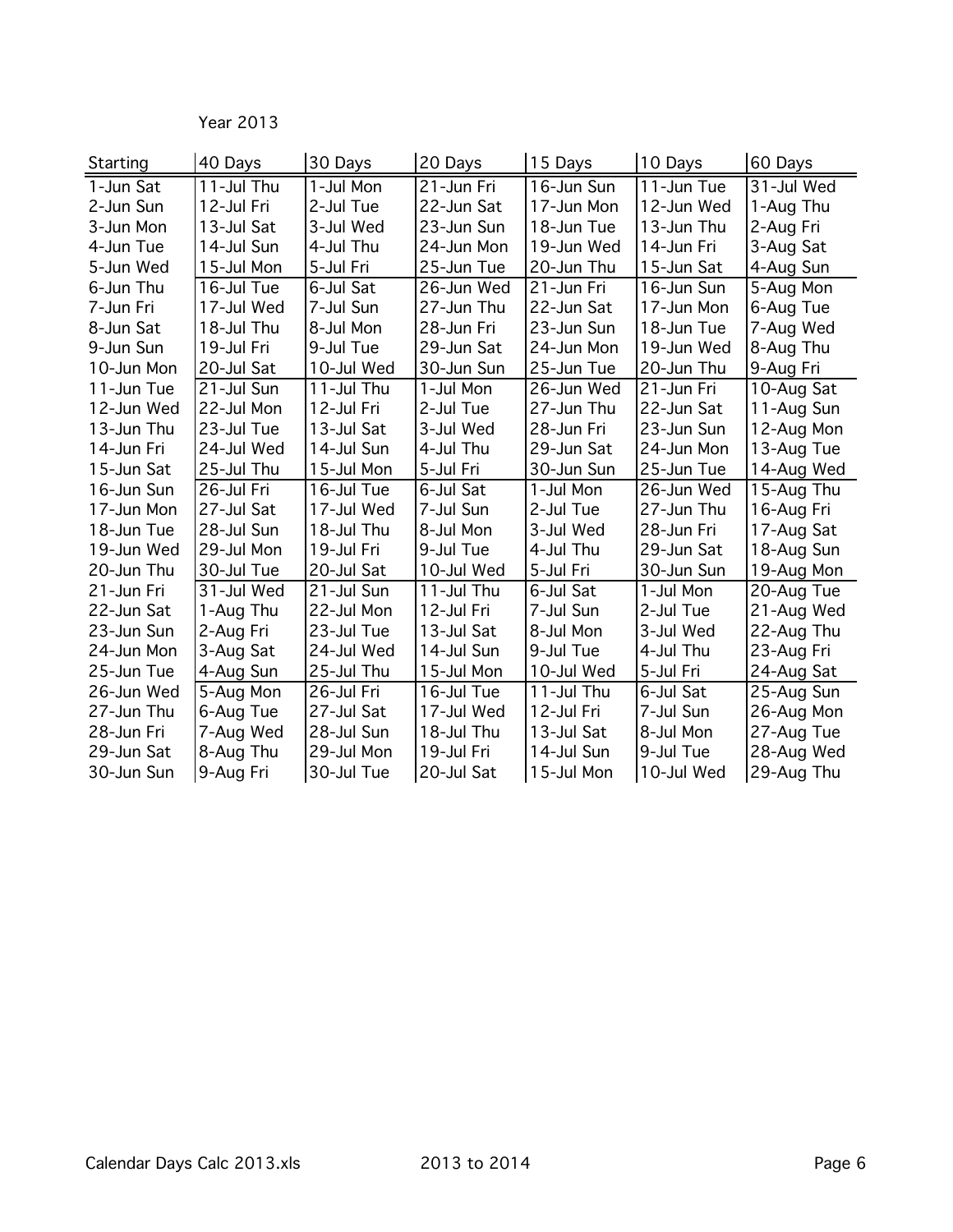Year 2013

| Starting | 40 Days | 30 Days | 20 Days | 15 Days | 10 Days | 60 Days |
|---|---|---|---|---|---|---|
| 1-Jun Sat | 11-Jul Thu | 1-Jul Mon | 21-Jun Fri | 16-Jun Sun | 11-Jun Tue | 31-Jul Wed |
| 2-Jun Sun | 12-Jul Fri | 2-Jul Tue | 22-Jun Sat | 17-Jun Mon | 12-Jun Wed | 1-Aug Thu |
| 3-Jun Mon | 13-Jul Sat | 3-Jul Wed | 23-Jun Sun | 18-Jun Tue | 13-Jun Thu | 2-Aug Fri |
| 4-Jun Tue | 14-Jul Sun | 4-Jul Thu | 24-Jun Mon | 19-Jun Wed | 14-Jun Fri | 3-Aug Sat |
| 5-Jun Wed | 15-Jul Mon | 5-Jul Fri | 25-Jun Tue | 20-Jun Thu | 15-Jun Sat | 4-Aug Sun |
| 6-Jun Thu | 16-Jul Tue | 6-Jul Sat | 26-Jun Wed | 21-Jun Fri | 16-Jun Sun | 5-Aug Mon |
| 7-Jun Fri | 17-Jul Wed | 7-Jul Sun | 27-Jun Thu | 22-Jun Sat | 17-Jun Mon | 6-Aug Tue |
| 8-Jun Sat | 18-Jul Thu | 8-Jul Mon | 28-Jun Fri | 23-Jun Sun | 18-Jun Tue | 7-Aug Wed |
| 9-Jun Sun | 19-Jul Fri | 9-Jul Tue | 29-Jun Sat | 24-Jun Mon | 19-Jun Wed | 8-Aug Thu |
| 10-Jun Mon | 20-Jul Sat | 10-Jul Wed | 30-Jun Sun | 25-Jun Tue | 20-Jun Thu | 9-Aug Fri |
| 11-Jun Tue | 21-Jul Sun | 11-Jul Thu | 1-Jul Mon | 26-Jun Wed | 21-Jun Fri | 10-Aug Sat |
| 12-Jun Wed | 22-Jul Mon | 12-Jul Fri | 2-Jul Tue | 27-Jun Thu | 22-Jun Sat | 11-Aug Sun |
| 13-Jun Thu | 23-Jul Tue | 13-Jul Sat | 3-Jul Wed | 28-Jun Fri | 23-Jun Sun | 12-Aug Mon |
| 14-Jun Fri | 24-Jul Wed | 14-Jul Sun | 4-Jul Thu | 29-Jun Sat | 24-Jun Mon | 13-Aug Tue |
| 15-Jun Sat | 25-Jul Thu | 15-Jul Mon | 5-Jul Fri | 30-Jun Sun | 25-Jun Tue | 14-Aug Wed |
| 16-Jun Sun | 26-Jul Fri | 16-Jul Tue | 6-Jul Sat | 1-Jul Mon | 26-Jun Wed | 15-Aug Thu |
| 17-Jun Mon | 27-Jul Sat | 17-Jul Wed | 7-Jul Sun | 2-Jul Tue | 27-Jun Thu | 16-Aug Fri |
| 18-Jun Tue | 28-Jul Sun | 18-Jul Thu | 8-Jul Mon | 3-Jul Wed | 28-Jun Fri | 17-Aug Sat |
| 19-Jun Wed | 29-Jul Mon | 19-Jul Fri | 9-Jul Tue | 4-Jul Thu | 29-Jun Sat | 18-Aug Sun |
| 20-Jun Thu | 30-Jul Tue | 20-Jul Sat | 10-Jul Wed | 5-Jul Fri | 30-Jun Sun | 19-Aug Mon |
| 21-Jun Fri | 31-Jul Wed | 21-Jul Sun | 11-Jul Thu | 6-Jul Sat | 1-Jul Mon | 20-Aug Tue |
| 22-Jun Sat | 1-Aug Thu | 22-Jul Mon | 12-Jul Fri | 7-Jul Sun | 2-Jul Tue | 21-Aug Wed |
| 23-Jun Sun | 2-Aug Fri | 23-Jul Tue | 13-Jul Sat | 8-Jul Mon | 3-Jul Wed | 22-Aug Thu |
| 24-Jun Mon | 3-Aug Sat | 24-Jul Wed | 14-Jul Sun | 9-Jul Tue | 4-Jul Thu | 23-Aug Fri |
| 25-Jun Tue | 4-Aug Sun | 25-Jul Thu | 15-Jul Mon | 10-Jul Wed | 5-Jul Fri | 24-Aug Sat |
| 26-Jun Wed | 5-Aug Mon | 26-Jul Fri | 16-Jul Tue | 11-Jul Thu | 6-Jul Sat | 25-Aug Sun |
| 27-Jun Thu | 6-Aug Tue | 27-Jul Sat | 17-Jul Wed | 12-Jul Fri | 7-Jul Sun | 26-Aug Mon |
| 28-Jun Fri | 7-Aug Wed | 28-Jul Sun | 18-Jul Thu | 13-Jul Sat | 8-Jul Mon | 27-Aug Tue |
| 29-Jun Sat | 8-Aug Thu | 29-Jul Mon | 19-Jul Fri | 14-Jul Sun | 9-Jul Tue | 28-Aug Wed |
| 30-Jun Sun | 9-Aug Fri | 30-Jul Tue | 20-Jul Sat | 15-Jul Mon | 10-Jul Wed | 29-Aug Thu |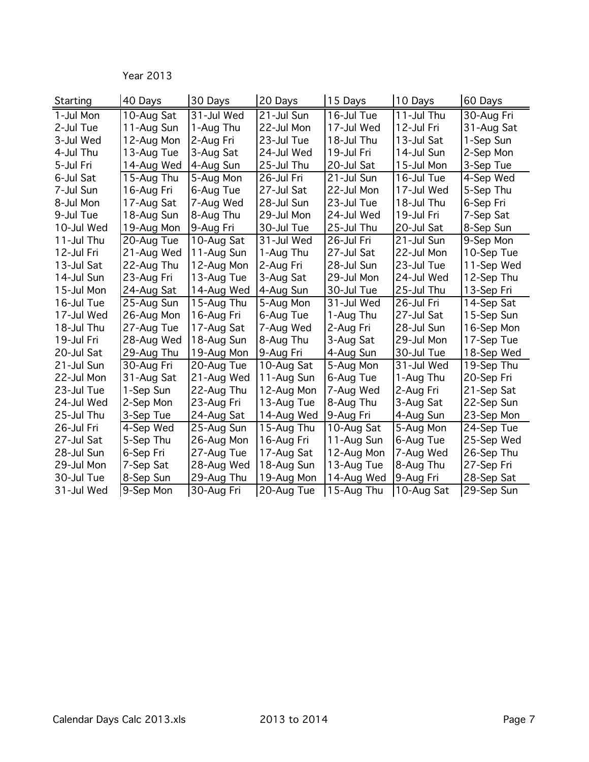Year 2013

| Starting | 40 Days | 30 Days | 20 Days | 15 Days | 10 Days | 60 Days |
|---|---|---|---|---|---|---|
| 1-Jul Mon | 10-Aug Sat | 31-Jul Wed | 21-Jul Sun | 16-Jul Tue | 11-Jul Thu | 30-Aug Fri |
| 2-Jul Tue | 11-Aug Sun | 1-Aug Thu | 22-Jul Mon | 17-Jul Wed | 12-Jul Fri | 31-Aug Sat |
| 3-Jul Wed | 12-Aug Mon | 2-Aug Fri | 23-Jul Tue | 18-Jul Thu | 13-Jul Sat | 1-Sep Sun |
| 4-Jul Thu | 13-Aug Tue | 3-Aug Sat | 24-Jul Wed | 19-Jul Fri | 14-Jul Sun | 2-Sep Mon |
| 5-Jul Fri | 14-Aug Wed | 4-Aug Sun | 25-Jul Thu | 20-Jul Sat | 15-Jul Mon | 3-Sep Tue |
| 6-Jul Sat | 15-Aug Thu | 5-Aug Mon | 26-Jul Fri | 21-Jul Sun | 16-Jul Tue | 4-Sep Wed |
| 7-Jul Sun | 16-Aug Fri | 6-Aug Tue | 27-Jul Sat | 22-Jul Mon | 17-Jul Wed | 5-Sep Thu |
| 8-Jul Mon | 17-Aug Sat | 7-Aug Wed | 28-Jul Sun | 23-Jul Tue | 18-Jul Thu | 6-Sep Fri |
| 9-Jul Tue | 18-Aug Sun | 8-Aug Thu | 29-Jul Mon | 24-Jul Wed | 19-Jul Fri | 7-Sep Sat |
| 10-Jul Wed | 19-Aug Mon | 9-Aug Fri | 30-Jul Tue | 25-Jul Thu | 20-Jul Sat | 8-Sep Sun |
| 11-Jul Thu | 20-Aug Tue | 10-Aug Sat | 31-Jul Wed | 26-Jul Fri | 21-Jul Sun | 9-Sep Mon |
| 12-Jul Fri | 21-Aug Wed | 11-Aug Sun | 1-Aug Thu | 27-Jul Sat | 22-Jul Mon | 10-Sep Tue |
| 13-Jul Sat | 22-Aug Thu | 12-Aug Mon | 2-Aug Fri | 28-Jul Sun | 23-Jul Tue | 11-Sep Wed |
| 14-Jul Sun | 23-Aug Fri | 13-Aug Tue | 3-Aug Sat | 29-Jul Mon | 24-Jul Wed | 12-Sep Thu |
| 15-Jul Mon | 24-Aug Sat | 14-Aug Wed | 4-Aug Sun | 30-Jul Tue | 25-Jul Thu | 13-Sep Fri |
| 16-Jul Tue | 25-Aug Sun | 15-Aug Thu | 5-Aug Mon | 31-Jul Wed | 26-Jul Fri | 14-Sep Sat |
| 17-Jul Wed | 26-Aug Mon | 16-Aug Fri | 6-Aug Tue | 1-Aug Thu | 27-Jul Sat | 15-Sep Sun |
| 18-Jul Thu | 27-Aug Tue | 17-Aug Sat | 7-Aug Wed | 2-Aug Fri | 28-Jul Sun | 16-Sep Mon |
| 19-Jul Fri | 28-Aug Wed | 18-Aug Sun | 8-Aug Thu | 3-Aug Sat | 29-Jul Mon | 17-Sep Tue |
| 20-Jul Sat | 29-Aug Thu | 19-Aug Mon | 9-Aug Fri | 4-Aug Sun | 30-Jul Tue | 18-Sep Wed |
| 21-Jul Sun | 30-Aug Fri | 20-Aug Tue | 10-Aug Sat | 5-Aug Mon | 31-Jul Wed | 19-Sep Thu |
| 22-Jul Mon | 31-Aug Sat | 21-Aug Wed | 11-Aug Sun | 6-Aug Tue | 1-Aug Thu | 20-Sep Fri |
| 23-Jul Tue | 1-Sep Sun | 22-Aug Thu | 12-Aug Mon | 7-Aug Wed | 2-Aug Fri | 21-Sep Sat |
| 24-Jul Wed | 2-Sep Mon | 23-Aug Fri | 13-Aug Tue | 8-Aug Thu | 3-Aug Sat | 22-Sep Sun |
| 25-Jul Thu | 3-Sep Tue | 24-Aug Sat | 14-Aug Wed | 9-Aug Fri | 4-Aug Sun | 23-Sep Mon |
| 26-Jul Fri | 4-Sep Wed | 25-Aug Sun | 15-Aug Thu | 10-Aug Sat | 5-Aug Mon | 24-Sep Tue |
| 27-Jul Sat | 5-Sep Thu | 26-Aug Mon | 16-Aug Fri | 11-Aug Sun | 6-Aug Tue | 25-Sep Wed |
| 28-Jul Sun | 6-Sep Fri | 27-Aug Tue | 17-Aug Sat | 12-Aug Mon | 7-Aug Wed | 26-Sep Thu |
| 29-Jul Mon | 7-Sep Sat | 28-Aug Wed | 18-Aug Sun | 13-Aug Tue | 8-Aug Thu | 27-Sep Fri |
| 30-Jul Tue | 8-Sep Sun | 29-Aug Thu | 19-Aug Mon | 14-Aug Wed | 9-Aug Fri | 28-Sep Sat |
| 31-Jul Wed | 9-Sep Mon | 30-Aug Fri | 20-Aug Tue | 15-Aug Thu | 10-Aug Sat | 29-Sep Sun |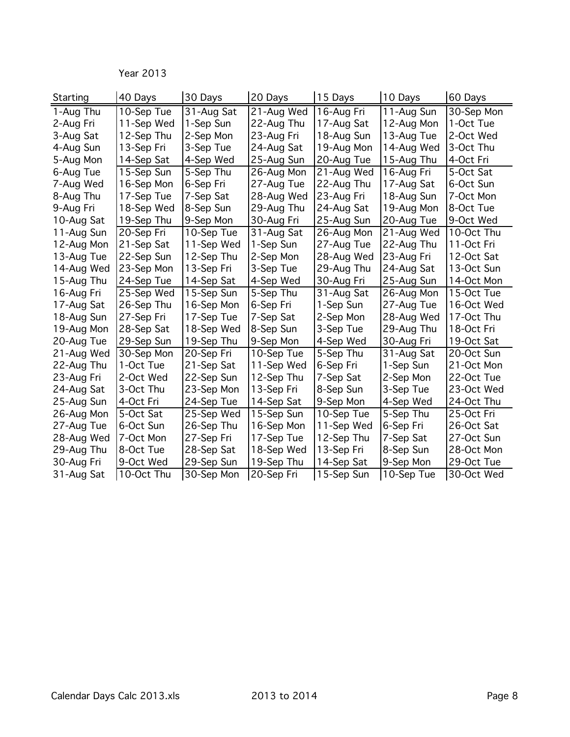Year 2013

| Starting | 40 Days | 30 Days | 20 Days | 15 Days | 10 Days | 60 Days |
|---|---|---|---|---|---|---|
| 1-Aug Thu | 10-Sep Tue | 31-Aug Sat | 21-Aug Wed | 16-Aug Fri | 11-Aug Sun | 30-Sep Mon |
| 2-Aug Fri | 11-Sep Wed | 1-Sep Sun | 22-Aug Thu | 17-Aug Sat | 12-Aug Mon | 1-Oct Tue |
| 3-Aug Sat | 12-Sep Thu | 2-Sep Mon | 23-Aug Fri | 18-Aug Sun | 13-Aug Tue | 2-Oct Wed |
| 4-Aug Sun | 13-Sep Fri | 3-Sep Tue | 24-Aug Sat | 19-Aug Mon | 14-Aug Wed | 3-Oct Thu |
| 5-Aug Mon | 14-Sep Sat | 4-Sep Wed | 25-Aug Sun | 20-Aug Tue | 15-Aug Thu | 4-Oct Fri |
| 6-Aug Tue | 15-Sep Sun | 5-Sep Thu | 26-Aug Mon | 21-Aug Wed | 16-Aug Fri | 5-Oct Sat |
| 7-Aug Wed | 16-Sep Mon | 6-Sep Fri | 27-Aug Tue | 22-Aug Thu | 17-Aug Sat | 6-Oct Sun |
| 8-Aug Thu | 17-Sep Tue | 7-Sep Sat | 28-Aug Wed | 23-Aug Fri | 18-Aug Sun | 7-Oct Mon |
| 9-Aug Fri | 18-Sep Wed | 8-Sep Sun | 29-Aug Thu | 24-Aug Sat | 19-Aug Mon | 8-Oct Tue |
| 10-Aug Sat | 19-Sep Thu | 9-Sep Mon | 30-Aug Fri | 25-Aug Sun | 20-Aug Tue | 9-Oct Wed |
| 11-Aug Sun | 20-Sep Fri | 10-Sep Tue | 31-Aug Sat | 26-Aug Mon | 21-Aug Wed | 10-Oct Thu |
| 12-Aug Mon | 21-Sep Sat | 11-Sep Wed | 1-Sep Sun | 27-Aug Tue | 22-Aug Thu | 11-Oct Fri |
| 13-Aug Tue | 22-Sep Sun | 12-Sep Thu | 2-Sep Mon | 28-Aug Wed | 23-Aug Fri | 12-Oct Sat |
| 14-Aug Wed | 23-Sep Mon | 13-Sep Fri | 3-Sep Tue | 29-Aug Thu | 24-Aug Sat | 13-Oct Sun |
| 15-Aug Thu | 24-Sep Tue | 14-Sep Sat | 4-Sep Wed | 30-Aug Fri | 25-Aug Sun | 14-Oct Mon |
| 16-Aug Fri | 25-Sep Wed | 15-Sep Sun | 5-Sep Thu | 31-Aug Sat | 26-Aug Mon | 15-Oct Tue |
| 17-Aug Sat | 26-Sep Thu | 16-Sep Mon | 6-Sep Fri | 1-Sep Sun | 27-Aug Tue | 16-Oct Wed |
| 18-Aug Sun | 27-Sep Fri | 17-Sep Tue | 7-Sep Sat | 2-Sep Mon | 28-Aug Wed | 17-Oct Thu |
| 19-Aug Mon | 28-Sep Sat | 18-Sep Wed | 8-Sep Sun | 3-Sep Tue | 29-Aug Thu | 18-Oct Fri |
| 20-Aug Tue | 29-Sep Sun | 19-Sep Thu | 9-Sep Mon | 4-Sep Wed | 30-Aug Fri | 19-Oct Sat |
| 21-Aug Wed | 30-Sep Mon | 20-Sep Fri | 10-Sep Tue | 5-Sep Thu | 31-Aug Sat | 20-Oct Sun |
| 22-Aug Thu | 1-Oct Tue | 21-Sep Sat | 11-Sep Wed | 6-Sep Fri | 1-Sep Sun | 21-Oct Mon |
| 23-Aug Fri | 2-Oct Wed | 22-Sep Sun | 12-Sep Thu | 7-Sep Sat | 2-Sep Mon | 22-Oct Tue |
| 24-Aug Sat | 3-Oct Thu | 23-Sep Mon | 13-Sep Fri | 8-Sep Sun | 3-Sep Tue | 23-Oct Wed |
| 25-Aug Sun | 4-Oct Fri | 24-Sep Tue | 14-Sep Sat | 9-Sep Mon | 4-Sep Wed | 24-Oct Thu |
| 26-Aug Mon | 5-Oct Sat | 25-Sep Wed | 15-Sep Sun | 10-Sep Tue | 5-Sep Thu | 25-Oct Fri |
| 27-Aug Tue | 6-Oct Sun | 26-Sep Thu | 16-Sep Mon | 11-Sep Wed | 6-Sep Fri | 26-Oct Sat |
| 28-Aug Wed | 7-Oct Mon | 27-Sep Fri | 17-Sep Tue | 12-Sep Thu | 7-Sep Sat | 27-Oct Sun |
| 29-Aug Thu | 8-Oct Tue | 28-Sep Sat | 18-Sep Wed | 13-Sep Fri | 8-Sep Sun | 28-Oct Mon |
| 30-Aug Fri | 9-Oct Wed | 29-Sep Sun | 19-Sep Thu | 14-Sep Sat | 9-Sep Mon | 29-Oct Tue |
| 31-Aug Sat | 10-Oct Thu | 30-Sep Mon | 20-Sep Fri | 15-Sep Sun | 10-Sep Tue | 30-Oct Wed |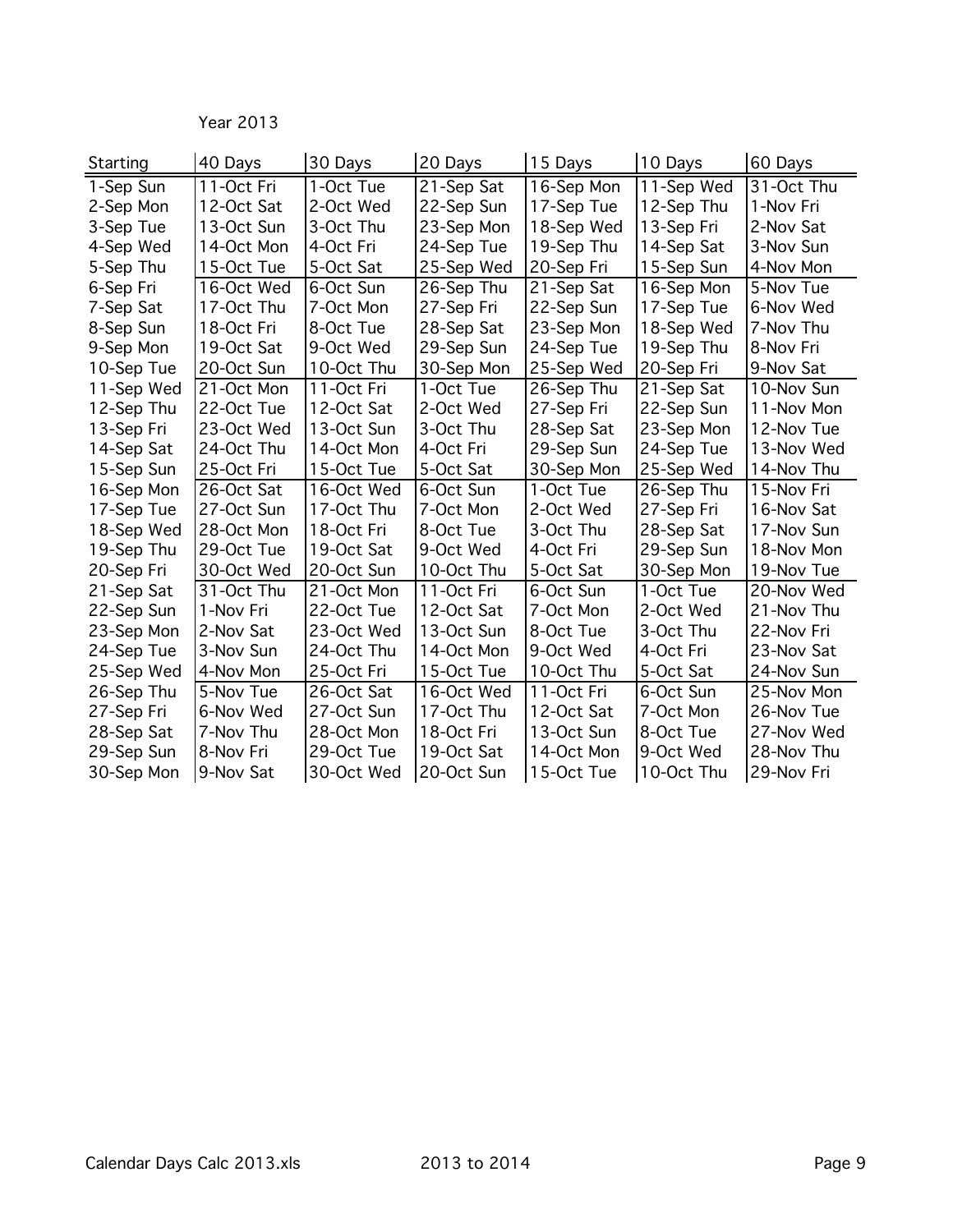Year 2013

| Starting | 40 Days | 30 Days | 20 Days | 15 Days | 10 Days | 60 Days |
|---|---|---|---|---|---|---|
| 1-Sep Sun | 11-Oct Fri | 1-Oct Tue | 21-Sep Sat | 16-Sep Mon | 11-Sep Wed | 31-Oct Thu |
| 2-Sep Mon | 12-Oct Sat | 2-Oct Wed | 22-Sep Sun | 17-Sep Tue | 12-Sep Thu | 1-Nov Fri |
| 3-Sep Tue | 13-Oct Sun | 3-Oct Thu | 23-Sep Mon | 18-Sep Wed | 13-Sep Fri | 2-Nov Sat |
| 4-Sep Wed | 14-Oct Mon | 4-Oct Fri | 24-Sep Tue | 19-Sep Thu | 14-Sep Sat | 3-Nov Sun |
| 5-Sep Thu | 15-Oct Tue | 5-Oct Sat | 25-Sep Wed | 20-Sep Fri | 15-Sep Sun | 4-Nov Mon |
| 6-Sep Fri | 16-Oct Wed | 6-Oct Sun | 26-Sep Thu | 21-Sep Sat | 16-Sep Mon | 5-Nov Tue |
| 7-Sep Sat | 17-Oct Thu | 7-Oct Mon | 27-Sep Fri | 22-Sep Sun | 17-Sep Tue | 6-Nov Wed |
| 8-Sep Sun | 18-Oct Fri | 8-Oct Tue | 28-Sep Sat | 23-Sep Mon | 18-Sep Wed | 7-Nov Thu |
| 9-Sep Mon | 19-Oct Sat | 9-Oct Wed | 29-Sep Sun | 24-Sep Tue | 19-Sep Thu | 8-Nov Fri |
| 10-Sep Tue | 20-Oct Sun | 10-Oct Thu | 30-Sep Mon | 25-Sep Wed | 20-Sep Fri | 9-Nov Sat |
| 11-Sep Wed | 21-Oct Mon | 11-Oct Fri | 1-Oct Tue | 26-Sep Thu | 21-Sep Sat | 10-Nov Sun |
| 12-Sep Thu | 22-Oct Tue | 12-Oct Sat | 2-Oct Wed | 27-Sep Fri | 22-Sep Sun | 11-Nov Mon |
| 13-Sep Fri | 23-Oct Wed | 13-Oct Sun | 3-Oct Thu | 28-Sep Sat | 23-Sep Mon | 12-Nov Tue |
| 14-Sep Sat | 24-Oct Thu | 14-Oct Mon | 4-Oct Fri | 29-Sep Sun | 24-Sep Tue | 13-Nov Wed |
| 15-Sep Sun | 25-Oct Fri | 15-Oct Tue | 5-Oct Sat | 30-Sep Mon | 25-Sep Wed | 14-Nov Thu |
| 16-Sep Mon | 26-Oct Sat | 16-Oct Wed | 6-Oct Sun | 1-Oct Tue | 26-Sep Thu | 15-Nov Fri |
| 17-Sep Tue | 27-Oct Sun | 17-Oct Thu | 7-Oct Mon | 2-Oct Wed | 27-Sep Fri | 16-Nov Sat |
| 18-Sep Wed | 28-Oct Mon | 18-Oct Fri | 8-Oct Tue | 3-Oct Thu | 28-Sep Sat | 17-Nov Sun |
| 19-Sep Thu | 29-Oct Tue | 19-Oct Sat | 9-Oct Wed | 4-Oct Fri | 29-Sep Sun | 18-Nov Mon |
| 20-Sep Fri | 30-Oct Wed | 20-Oct Sun | 10-Oct Thu | 5-Oct Sat | 30-Sep Mon | 19-Nov Tue |
| 21-Sep Sat | 31-Oct Thu | 21-Oct Mon | 11-Oct Fri | 6-Oct Sun | 1-Oct Tue | 20-Nov Wed |
| 22-Sep Sun | 1-Nov Fri | 22-Oct Tue | 12-Oct Sat | 7-Oct Mon | 2-Oct Wed | 21-Nov Thu |
| 23-Sep Mon | 2-Nov Sat | 23-Oct Wed | 13-Oct Sun | 8-Oct Tue | 3-Oct Thu | 22-Nov Fri |
| 24-Sep Tue | 3-Nov Sun | 24-Oct Thu | 14-Oct Mon | 9-Oct Wed | 4-Oct Fri | 23-Nov Sat |
| 25-Sep Wed | 4-Nov Mon | 25-Oct Fri | 15-Oct Tue | 10-Oct Thu | 5-Oct Sat | 24-Nov Sun |
| 26-Sep Thu | 5-Nov Tue | 26-Oct Sat | 16-Oct Wed | 11-Oct Fri | 6-Oct Sun | 25-Nov Mon |
| 27-Sep Fri | 6-Nov Wed | 27-Oct Sun | 17-Oct Thu | 12-Oct Sat | 7-Oct Mon | 26-Nov Tue |
| 28-Sep Sat | 7-Nov Thu | 28-Oct Mon | 18-Oct Fri | 13-Oct Sun | 8-Oct Tue | 27-Nov Wed |
| 29-Sep Sun | 8-Nov Fri | 29-Oct Tue | 19-Oct Sat | 14-Oct Mon | 9-Oct Wed | 28-Nov Thu |
| 30-Sep Mon | 9-Nov Sat | 30-Oct Wed | 20-Oct Sun | 15-Oct Tue | 10-Oct Thu | 29-Nov Fri |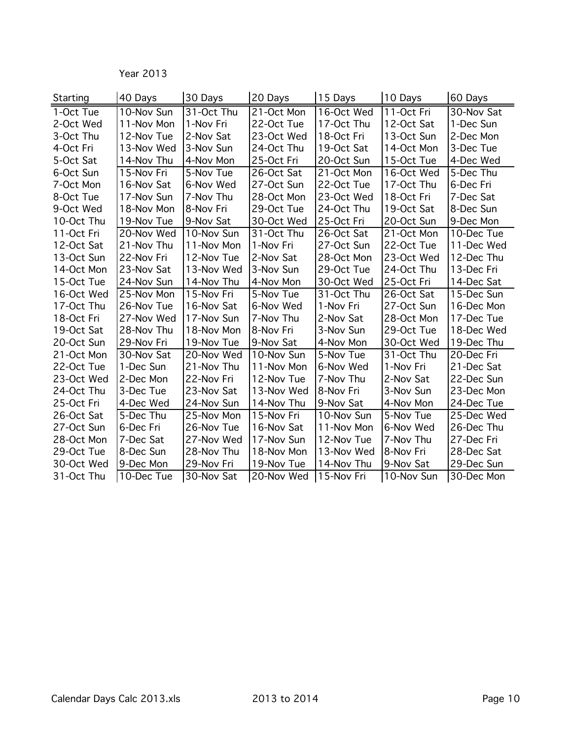Year 2013

| Starting | 40 Days | 30 Days | 20 Days | 15 Days | 10 Days | 60 Days |
|---|---|---|---|---|---|---|
| 1-Oct Tue | 10-Nov Sun | 31-Oct Thu | 21-Oct Mon | 16-Oct Wed | 11-Oct Fri | 30-Nov Sat |
| 2-Oct Wed | 11-Nov Mon | 1-Nov Fri | 22-Oct Tue | 17-Oct Thu | 12-Oct Sat | 1-Dec Sun |
| 3-Oct Thu | 12-Nov Tue | 2-Nov Sat | 23-Oct Wed | 18-Oct Fri | 13-Oct Sun | 2-Dec Mon |
| 4-Oct Fri | 13-Nov Wed | 3-Nov Sun | 24-Oct Thu | 19-Oct Sat | 14-Oct Mon | 3-Dec Tue |
| 5-Oct Sat | 14-Nov Thu | 4-Nov Mon | 25-Oct Fri | 20-Oct Sun | 15-Oct Tue | 4-Dec Wed |
| 6-Oct Sun | 15-Nov Fri | 5-Nov Tue | 26-Oct Sat | 21-Oct Mon | 16-Oct Wed | 5-Dec Thu |
| 7-Oct Mon | 16-Nov Sat | 6-Nov Wed | 27-Oct Sun | 22-Oct Tue | 17-Oct Thu | 6-Dec Fri |
| 8-Oct Tue | 17-Nov Sun | 7-Nov Thu | 28-Oct Mon | 23-Oct Wed | 18-Oct Fri | 7-Dec Sat |
| 9-Oct Wed | 18-Nov Mon | 8-Nov Fri | 29-Oct Tue | 24-Oct Thu | 19-Oct Sat | 8-Dec Sun |
| 10-Oct Thu | 19-Nov Tue | 9-Nov Sat | 30-Oct Wed | 25-Oct Fri | 20-Oct Sun | 9-Dec Mon |
| 11-Oct Fri | 20-Nov Wed | 10-Nov Sun | 31-Oct Thu | 26-Oct Sat | 21-Oct Mon | 10-Dec Tue |
| 12-Oct Sat | 21-Nov Thu | 11-Nov Mon | 1-Nov Fri | 27-Oct Sun | 22-Oct Tue | 11-Dec Wed |
| 13-Oct Sun | 22-Nov Fri | 12-Nov Tue | 2-Nov Sat | 28-Oct Mon | 23-Oct Wed | 12-Dec Thu |
| 14-Oct Mon | 23-Nov Sat | 13-Nov Wed | 3-Nov Sun | 29-Oct Tue | 24-Oct Thu | 13-Dec Fri |
| 15-Oct Tue | 24-Nov Sun | 14-Nov Thu | 4-Nov Mon | 30-Oct Wed | 25-Oct Fri | 14-Dec Sat |
| 16-Oct Wed | 25-Nov Mon | 15-Nov Fri | 5-Nov Tue | 31-Oct Thu | 26-Oct Sat | 15-Dec Sun |
| 17-Oct Thu | 26-Nov Tue | 16-Nov Sat | 6-Nov Wed | 1-Nov Fri | 27-Oct Sun | 16-Dec Mon |
| 18-Oct Fri | 27-Nov Wed | 17-Nov Sun | 7-Nov Thu | 2-Nov Sat | 28-Oct Mon | 17-Dec Tue |
| 19-Oct Sat | 28-Nov Thu | 18-Nov Mon | 8-Nov Fri | 3-Nov Sun | 29-Oct Tue | 18-Dec Wed |
| 20-Oct Sun | 29-Nov Fri | 19-Nov Tue | 9-Nov Sat | 4-Nov Mon | 30-Oct Wed | 19-Dec Thu |
| 21-Oct Mon | 30-Nov Sat | 20-Nov Wed | 10-Nov Sun | 5-Nov Tue | 31-Oct Thu | 20-Dec Fri |
| 22-Oct Tue | 1-Dec Sun | 21-Nov Thu | 11-Nov Mon | 6-Nov Wed | 1-Nov Fri | 21-Dec Sat |
| 23-Oct Wed | 2-Dec Mon | 22-Nov Fri | 12-Nov Tue | 7-Nov Thu | 2-Nov Sat | 22-Dec Sun |
| 24-Oct Thu | 3-Dec Tue | 23-Nov Sat | 13-Nov Wed | 8-Nov Fri | 3-Nov Sun | 23-Dec Mon |
| 25-Oct Fri | 4-Dec Wed | 24-Nov Sun | 14-Nov Thu | 9-Nov Sat | 4-Nov Mon | 24-Dec Tue |
| 26-Oct Sat | 5-Dec Thu | 25-Nov Mon | 15-Nov Fri | 10-Nov Sun | 5-Nov Tue | 25-Dec Wed |
| 27-Oct Sun | 6-Dec Fri | 26-Nov Tue | 16-Nov Sat | 11-Nov Mon | 6-Nov Wed | 26-Dec Thu |
| 28-Oct Mon | 7-Dec Sat | 27-Nov Wed | 17-Nov Sun | 12-Nov Tue | 7-Nov Thu | 27-Dec Fri |
| 29-Oct Tue | 8-Dec Sun | 28-Nov Thu | 18-Nov Mon | 13-Nov Wed | 8-Nov Fri | 28-Dec Sat |
| 30-Oct Wed | 9-Dec Mon | 29-Nov Fri | 19-Nov Tue | 14-Nov Thu | 9-Nov Sat | 29-Dec Sun |
| 31-Oct Thu | 10-Dec Tue | 30-Nov Sat | 20-Nov Wed | 15-Nov Fri | 10-Nov Sun | 30-Dec Mon |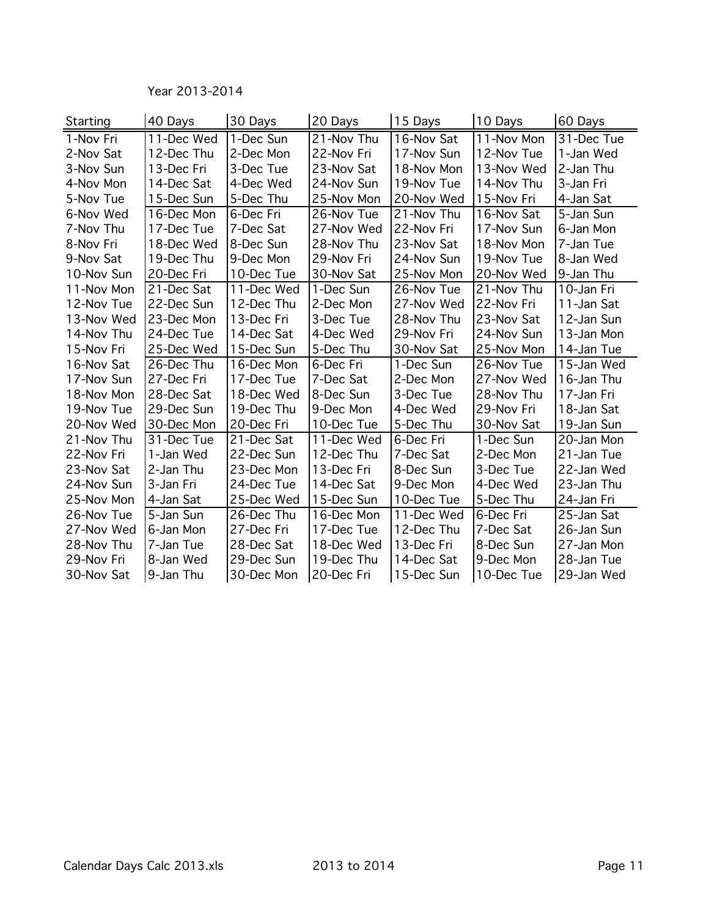Year 2013-2014

| Starting | 40 Days | 30 Days | 20 Days | 15 Days | 10 Days | 60 Days |
|---|---|---|---|---|---|---|
| 1-Nov Fri | 11-Dec Wed | 1-Dec Sun | 21-Nov Thu | 16-Nov Sat | 11-Nov Mon | 31-Dec Tue |
| 2-Nov Sat | 12-Dec Thu | 2-Dec Mon | 22-Nov Fri | 17-Nov Sun | 12-Nov Tue | 1-Jan Wed |
| 3-Nov Sun | 13-Dec Fri | 3-Dec Tue | 23-Nov Sat | 18-Nov Mon | 13-Nov Wed | 2-Jan Thu |
| 4-Nov Mon | 14-Dec Sat | 4-Dec Wed | 24-Nov Sun | 19-Nov Tue | 14-Nov Thu | 3-Jan Fri |
| 5-Nov Tue | 15-Dec Sun | 5-Dec Thu | 25-Nov Mon | 20-Nov Wed | 15-Nov Fri | 4-Jan Sat |
| 6-Nov Wed | 16-Dec Mon | 6-Dec Fri | 26-Nov Tue | 21-Nov Thu | 16-Nov Sat | 5-Jan Sun |
| 7-Nov Thu | 17-Dec Tue | 7-Dec Sat | 27-Nov Wed | 22-Nov Fri | 17-Nov Sun | 6-Jan Mon |
| 8-Nov Fri | 18-Dec Wed | 8-Dec Sun | 28-Nov Thu | 23-Nov Sat | 18-Nov Mon | 7-Jan Tue |
| 9-Nov Sat | 19-Dec Thu | 9-Dec Mon | 29-Nov Fri | 24-Nov Sun | 19-Nov Tue | 8-Jan Wed |
| 10-Nov Sun | 20-Dec Fri | 10-Dec Tue | 30-Nov Sat | 25-Nov Mon | 20-Nov Wed | 9-Jan Thu |
| 11-Nov Mon | 21-Dec Sat | 11-Dec Wed | 1-Dec Sun | 26-Nov Tue | 21-Nov Thu | 10-Jan Fri |
| 12-Nov Tue | 22-Dec Sun | 12-Dec Thu | 2-Dec Mon | 27-Nov Wed | 22-Nov Fri | 11-Jan Sat |
| 13-Nov Wed | 23-Dec Mon | 13-Dec Fri | 3-Dec Tue | 28-Nov Thu | 23-Nov Sat | 12-Jan Sun |
| 14-Nov Thu | 24-Dec Tue | 14-Dec Sat | 4-Dec Wed | 29-Nov Fri | 24-Nov Sun | 13-Jan Mon |
| 15-Nov Fri | 25-Dec Wed | 15-Dec Sun | 5-Dec Thu | 30-Nov Sat | 25-Nov Mon | 14-Jan Tue |
| 16-Nov Sat | 26-Dec Thu | 16-Dec Mon | 6-Dec Fri | 1-Dec Sun | 26-Nov Tue | 15-Jan Wed |
| 17-Nov Sun | 27-Dec Fri | 17-Dec Tue | 7-Dec Sat | 2-Dec Mon | 27-Nov Wed | 16-Jan Thu |
| 18-Nov Mon | 28-Dec Sat | 18-Dec Wed | 8-Dec Sun | 3-Dec Tue | 28-Nov Thu | 17-Jan Fri |
| 19-Nov Tue | 29-Dec Sun | 19-Dec Thu | 9-Dec Mon | 4-Dec Wed | 29-Nov Fri | 18-Jan Sat |
| 20-Nov Wed | 30-Dec Mon | 20-Dec Fri | 10-Dec Tue | 5-Dec Thu | 30-Nov Sat | 19-Jan Sun |
| 21-Nov Thu | 31-Dec Tue | 21-Dec Sat | 11-Dec Wed | 6-Dec Fri | 1-Dec Sun | 20-Jan Mon |
| 22-Nov Fri | 1-Jan Wed | 22-Dec Sun | 12-Dec Thu | 7-Dec Sat | 2-Dec Mon | 21-Jan Tue |
| 23-Nov Sat | 2-Jan Thu | 23-Dec Mon | 13-Dec Fri | 8-Dec Sun | 3-Dec Tue | 22-Jan Wed |
| 24-Nov Sun | 3-Jan Fri | 24-Dec Tue | 14-Dec Sat | 9-Dec Mon | 4-Dec Wed | 23-Jan Thu |
| 25-Nov Mon | 4-Jan Sat | 25-Dec Wed | 15-Dec Sun | 10-Dec Tue | 5-Dec Thu | 24-Jan Fri |
| 26-Nov Tue | 5-Jan Sun | 26-Dec Thu | 16-Dec Mon | 11-Dec Wed | 6-Dec Fri | 25-Jan Sat |
| 27-Nov Wed | 6-Jan Mon | 27-Dec Fri | 17-Dec Tue | 12-Dec Thu | 7-Dec Sat | 26-Jan Sun |
| 28-Nov Thu | 7-Jan Tue | 28-Dec Sat | 18-Dec Wed | 13-Dec Fri | 8-Dec Sun | 27-Jan Mon |
| 29-Nov Fri | 8-Jan Wed | 29-Dec Sun | 19-Dec Thu | 14-Dec Sat | 9-Dec Mon | 28-Jan Tue |
| 30-Nov Sat | 9-Jan Thu | 30-Dec Mon | 20-Dec Fri | 15-Dec Sun | 10-Dec Tue | 29-Jan Wed |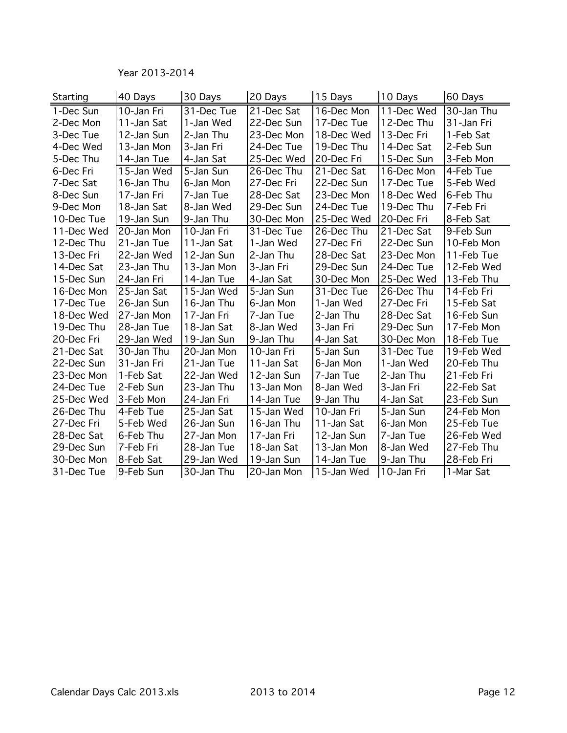Year 2013-2014

| Starting | 40 Days | 30 Days | 20 Days | 15 Days | 10 Days | 60 Days |
|---|---|---|---|---|---|---|
| 1-Dec Sun | 10-Jan Fri | 31-Dec Tue | 21-Dec Sat | 16-Dec Mon | 11-Dec Wed | 30-Jan Thu |
| 2-Dec Mon | 11-Jan Sat | 1-Jan Wed | 22-Dec Sun | 17-Dec Tue | 12-Dec Thu | 31-Jan Fri |
| 3-Dec Tue | 12-Jan Sun | 2-Jan Thu | 23-Dec Mon | 18-Dec Wed | 13-Dec Fri | 1-Feb Sat |
| 4-Dec Wed | 13-Jan Mon | 3-Jan Fri | 24-Dec Tue | 19-Dec Thu | 14-Dec Sat | 2-Feb Sun |
| 5-Dec Thu | 14-Jan Tue | 4-Jan Sat | 25-Dec Wed | 20-Dec Fri | 15-Dec Sun | 3-Feb Mon |
| 6-Dec Fri | 15-Jan Wed | 5-Jan Sun | 26-Dec Thu | 21-Dec Sat | 16-Dec Mon | 4-Feb Tue |
| 7-Dec Sat | 16-Jan Thu | 6-Jan Mon | 27-Dec Fri | 22-Dec Sun | 17-Dec Tue | 5-Feb Wed |
| 8-Dec Sun | 17-Jan Fri | 7-Jan Tue | 28-Dec Sat | 23-Dec Mon | 18-Dec Wed | 6-Feb Thu |
| 9-Dec Mon | 18-Jan Sat | 8-Jan Wed | 29-Dec Sun | 24-Dec Tue | 19-Dec Thu | 7-Feb Fri |
| 10-Dec Tue | 19-Jan Sun | 9-Jan Thu | 30-Dec Mon | 25-Dec Wed | 20-Dec Fri | 8-Feb Sat |
| 11-Dec Wed | 20-Jan Mon | 10-Jan Fri | 31-Dec Tue | 26-Dec Thu | 21-Dec Sat | 9-Feb Sun |
| 12-Dec Thu | 21-Jan Tue | 11-Jan Sat | 1-Jan Wed | 27-Dec Fri | 22-Dec Sun | 10-Feb Mon |
| 13-Dec Fri | 22-Jan Wed | 12-Jan Sun | 2-Jan Thu | 28-Dec Sat | 23-Dec Mon | 11-Feb Tue |
| 14-Dec Sat | 23-Jan Thu | 13-Jan Mon | 3-Jan Fri | 29-Dec Sun | 24-Dec Tue | 12-Feb Wed |
| 15-Dec Sun | 24-Jan Fri | 14-Jan Tue | 4-Jan Sat | 30-Dec Mon | 25-Dec Wed | 13-Feb Thu |
| 16-Dec Mon | 25-Jan Sat | 15-Jan Wed | 5-Jan Sun | 31-Dec Tue | 26-Dec Thu | 14-Feb Fri |
| 17-Dec Tue | 26-Jan Sun | 16-Jan Thu | 6-Jan Mon | 1-Jan Wed | 27-Dec Fri | 15-Feb Sat |
| 18-Dec Wed | 27-Jan Mon | 17-Jan Fri | 7-Jan Tue | 2-Jan Thu | 28-Dec Sat | 16-Feb Sun |
| 19-Dec Thu | 28-Jan Tue | 18-Jan Sat | 8-Jan Wed | 3-Jan Fri | 29-Dec Sun | 17-Feb Mon |
| 20-Dec Fri | 29-Jan Wed | 19-Jan Sun | 9-Jan Thu | 4-Jan Sat | 30-Dec Mon | 18-Feb Tue |
| 21-Dec Sat | 30-Jan Thu | 20-Jan Mon | 10-Jan Fri | 5-Jan Sun | 31-Dec Tue | 19-Feb Wed |
| 22-Dec Sun | 31-Jan Fri | 21-Jan Tue | 11-Jan Sat | 6-Jan Mon | 1-Jan Wed | 20-Feb Thu |
| 23-Dec Mon | 1-Feb Sat | 22-Jan Wed | 12-Jan Sun | 7-Jan Tue | 2-Jan Thu | 21-Feb Fri |
| 24-Dec Tue | 2-Feb Sun | 23-Jan Thu | 13-Jan Mon | 8-Jan Wed | 3-Jan Fri | 22-Feb Sat |
| 25-Dec Wed | 3-Feb Mon | 24-Jan Fri | 14-Jan Tue | 9-Jan Thu | 4-Jan Sat | 23-Feb Sun |
| 26-Dec Thu | 4-Feb Tue | 25-Jan Sat | 15-Jan Wed | 10-Jan Fri | 5-Jan Sun | 24-Feb Mon |
| 27-Dec Fri | 5-Feb Wed | 26-Jan Sun | 16-Jan Thu | 11-Jan Sat | 6-Jan Mon | 25-Feb Tue |
| 28-Dec Sat | 6-Feb Thu | 27-Jan Mon | 17-Jan Fri | 12-Jan Sun | 7-Jan Tue | 26-Feb Wed |
| 29-Dec Sun | 7-Feb Fri | 28-Jan Tue | 18-Jan Sat | 13-Jan Mon | 8-Jan Wed | 27-Feb Thu |
| 30-Dec Mon | 8-Feb Sat | 29-Jan Wed | 19-Jan Sun | 14-Jan Tue | 9-Jan Thu | 28-Feb Fri |
| 31-Dec Tue | 9-Feb Sun | 30-Jan Thu | 20-Jan Mon | 15-Jan Wed | 10-Jan Fri | 1-Mar Sat |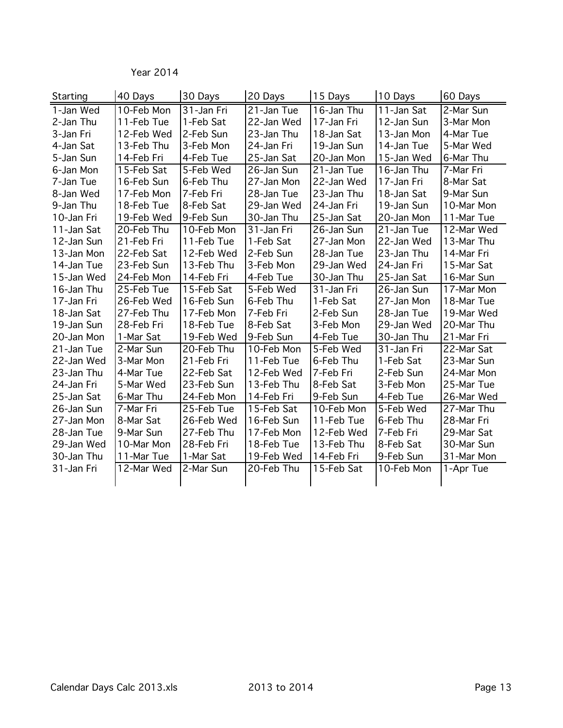Year 2014

| Starting | 40 Days | 30 Days | 20 Days | 15 Days | 10 Days | 60 Days |
|---|---|---|---|---|---|---|
| 1-Jan Wed | 10-Feb Mon | 31-Jan Fri | 21-Jan Tue | 16-Jan Thu | 11-Jan Sat | 2-Mar Sun |
| 2-Jan Thu | 11-Feb Tue | 1-Feb Sat | 22-Jan Wed | 17-Jan Fri | 12-Jan Sun | 3-Mar Mon |
| 3-Jan Fri | 12-Feb Wed | 2-Feb Sun | 23-Jan Thu | 18-Jan Sat | 13-Jan Mon | 4-Mar Tue |
| 4-Jan Sat | 13-Feb Thu | 3-Feb Mon | 24-Jan Fri | 19-Jan Sun | 14-Jan Tue | 5-Mar Wed |
| 5-Jan Sun | 14-Feb Fri | 4-Feb Tue | 25-Jan Sat | 20-Jan Mon | 15-Jan Wed | 6-Mar Thu |
| 6-Jan Mon | 15-Feb Sat | 5-Feb Wed | 26-Jan Sun | 21-Jan Tue | 16-Jan Thu | 7-Mar Fri |
| 7-Jan Tue | 16-Feb Sun | 6-Feb Thu | 27-Jan Mon | 22-Jan Wed | 17-Jan Fri | 8-Mar Sat |
| 8-Jan Wed | 17-Feb Mon | 7-Feb Fri | 28-Jan Tue | 23-Jan Thu | 18-Jan Sat | 9-Mar Sun |
| 9-Jan Thu | 18-Feb Tue | 8-Feb Sat | 29-Jan Wed | 24-Jan Fri | 19-Jan Sun | 10-Mar Mon |
| 10-Jan Fri | 19-Feb Wed | 9-Feb Sun | 30-Jan Thu | 25-Jan Sat | 20-Jan Mon | 11-Mar Tue |
| 11-Jan Sat | 20-Feb Thu | 10-Feb Mon | 31-Jan Fri | 26-Jan Sun | 21-Jan Tue | 12-Mar Wed |
| 12-Jan Sun | 21-Feb Fri | 11-Feb Tue | 1-Feb Sat | 27-Jan Mon | 22-Jan Wed | 13-Mar Thu |
| 13-Jan Mon | 22-Feb Sat | 12-Feb Wed | 2-Feb Sun | 28-Jan Tue | 23-Jan Thu | 14-Mar Fri |
| 14-Jan Tue | 23-Feb Sun | 13-Feb Thu | 3-Feb Mon | 29-Jan Wed | 24-Jan Fri | 15-Mar Sat |
| 15-Jan Wed | 24-Feb Mon | 14-Feb Fri | 4-Feb Tue | 30-Jan Thu | 25-Jan Sat | 16-Mar Sun |
| 16-Jan Thu | 25-Feb Tue | 15-Feb Sat | 5-Feb Wed | 31-Jan Fri | 26-Jan Sun | 17-Mar Mon |
| 17-Jan Fri | 26-Feb Wed | 16-Feb Sun | 6-Feb Thu | 1-Feb Sat | 27-Jan Mon | 18-Mar Tue |
| 18-Jan Sat | 27-Feb Thu | 17-Feb Mon | 7-Feb Fri | 2-Feb Sun | 28-Jan Tue | 19-Mar Wed |
| 19-Jan Sun | 28-Feb Fri | 18-Feb Tue | 8-Feb Sat | 3-Feb Mon | 29-Jan Wed | 20-Mar Thu |
| 20-Jan Mon | 1-Mar Sat | 19-Feb Wed | 9-Feb Sun | 4-Feb Tue | 30-Jan Thu | 21-Mar Fri |
| 21-Jan Tue | 2-Mar Sun | 20-Feb Thu | 10-Feb Mon | 5-Feb Wed | 31-Jan Fri | 22-Mar Sat |
| 22-Jan Wed | 3-Mar Mon | 21-Feb Fri | 11-Feb Tue | 6-Feb Thu | 1-Feb Sat | 23-Mar Sun |
| 23-Jan Thu | 4-Mar Tue | 22-Feb Sat | 12-Feb Wed | 7-Feb Fri | 2-Feb Sun | 24-Mar Mon |
| 24-Jan Fri | 5-Mar Wed | 23-Feb Sun | 13-Feb Thu | 8-Feb Sat | 3-Feb Mon | 25-Mar Tue |
| 25-Jan Sat | 6-Mar Thu | 24-Feb Mon | 14-Feb Fri | 9-Feb Sun | 4-Feb Tue | 26-Mar Wed |
| 26-Jan Sun | 7-Mar Fri | 25-Feb Tue | 15-Feb Sat | 10-Feb Mon | 5-Feb Wed | 27-Mar Thu |
| 27-Jan Mon | 8-Mar Sat | 26-Feb Wed | 16-Feb Sun | 11-Feb Tue | 6-Feb Thu | 28-Mar Fri |
| 28-Jan Tue | 9-Mar Sun | 27-Feb Thu | 17-Feb Mon | 12-Feb Wed | 7-Feb Fri | 29-Mar Sat |
| 29-Jan Wed | 10-Mar Mon | 28-Feb Fri | 18-Feb Tue | 13-Feb Thu | 8-Feb Sat | 30-Mar Sun |
| 30-Jan Thu | 11-Mar Tue | 1-Mar Sat | 19-Feb Wed | 14-Feb Fri | 9-Feb Sun | 31-Mar Mon |
| 31-Jan Fri | 12-Mar Wed | 2-Mar Sun | 20-Feb Thu | 15-Feb Sat | 10-Feb Mon | 1-Apr Tue |